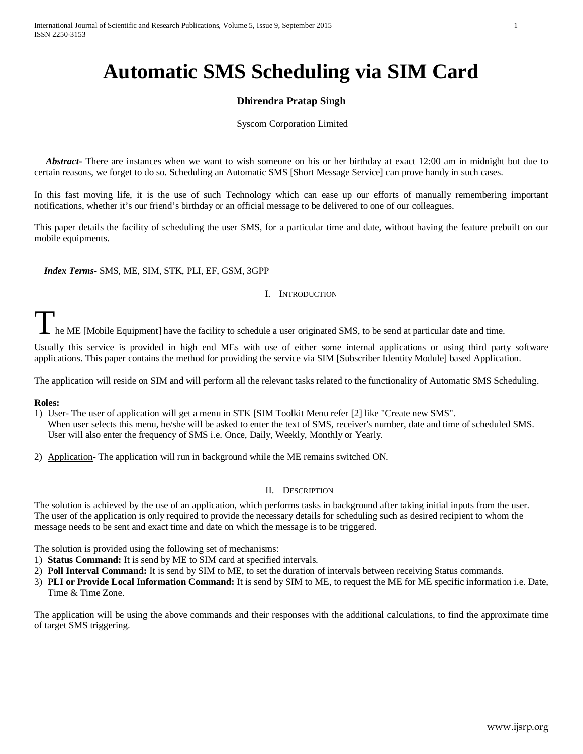# Automatic SMS Scheduling via SIM Card

**Dhirendra Pratap Singh**

Syscom Corporation Limited

***Abstract-*** There are instances when we want to wish someone on his or her birthday at exact 12:00 am in midnight but due to certain reasons, we forget to do so. Scheduling an Automatic SMS [Short Message Service] can prove handy in such cases.

In this fast moving life, it is the use of such Technology which can ease up our efforts of manually remembering important notifications, whether it's our friend's birthday or an official message to be delivered to one of our colleagues.

This paper details the facility of scheduling the user SMS, for a particular time and date, without having the feature prebuilt on our mobile equipments.

***Index Terms***- SMS, ME, SIM, STK, PLI, EF, GSM, 3GPP

## I. Introduction

The ME [Mobile Equipment] have the facility to schedule a user originated SMS, to be send at particular date and time.

Usually this service is provided in high end MEs with use of either some internal applications or using third party software applications. This paper contains the method for providing the service via SIM [Subscriber Identity Module] based Application.

The application will reside on SIM and will perform all the relevant tasks related to the functionality of Automatic SMS Scheduling.

**Roles:**

1) User- The user of application will get a menu in STK [SIM Toolkit Menu refer [2] like "Create new SMS". When user selects this menu, he/she will be asked to enter the text of SMS, receiver's number, date and time of scheduled SMS. User will also enter the frequency of SMS i.e. Once, Daily, Weekly, Monthly or Yearly.

2) Application- The application will run in background while the ME remains switched ON.

## II. Description

The solution is achieved by the use of an application, which performs tasks in background after taking initial inputs from the user. The user of the application is only required to provide the necessary details for scheduling such as desired recipient to whom the message needs to be sent and exact time and date on which the message is to be triggered.

The solution is provided using the following set of mechanisms:

1) **Status Command:** It is send by ME to SIM card at specified intervals.
2) **Poll Interval Command:** It is send by SIM to ME, to set the duration of intervals between receiving Status commands.
3) **PLI or Provide Local Information Command:** It is send by SIM to ME, to request the ME for ME specific information i.e. Date, Time & Time Zone.

The application will be using the above commands and their responses with the additional calculations, to find the approximate time of target SMS triggering.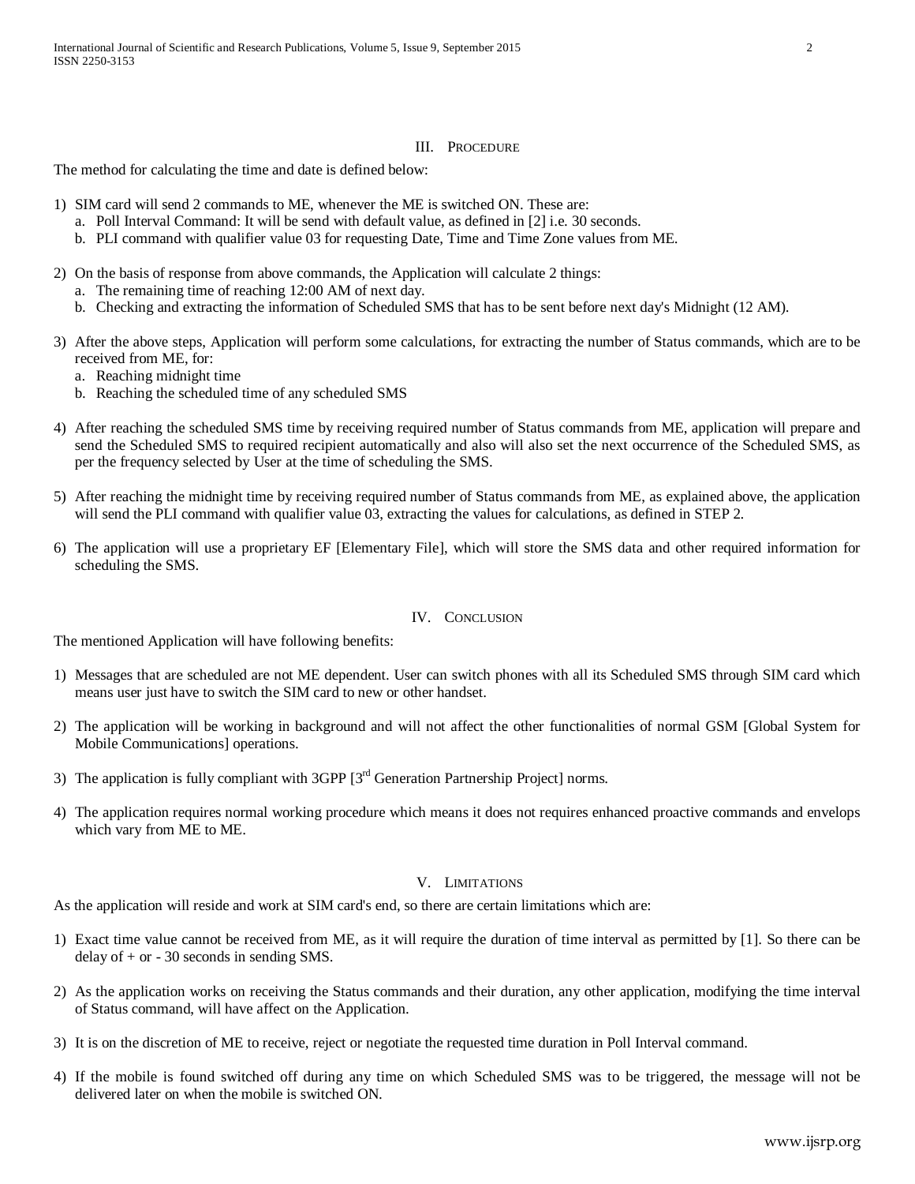## III. PROCEDURE

The method for calculating the time and date is defined below:

1) SIM card will send 2 commands to ME, whenever the ME is switched ON. These are:
   a. Poll Interval Command: It will be send with default value, as defined in [2] i.e. 30 seconds.
   b. PLI command with qualifier value 03 for requesting Date, Time and Time Zone values from ME.

2) On the basis of response from above commands, the Application will calculate 2 things:
   a. The remaining time of reaching 12:00 AM of next day.
   b. Checking and extracting the information of Scheduled SMS that has to be sent before next day's Midnight (12 AM).

3) After the above steps, Application will perform some calculations, for extracting the number of Status commands, which are to be received from ME, for:
   a. Reaching midnight time
   b. Reaching the scheduled time of any scheduled SMS

4) After reaching the scheduled SMS time by receiving required number of Status commands from ME, application will prepare and send the Scheduled SMS to required recipient automatically and also will also set the next occurrence of the Scheduled SMS, as per the frequency selected by User at the time of scheduling the SMS.

5) After reaching the midnight time by receiving required number of Status commands from ME, as explained above, the application will send the PLI command with qualifier value 03, extracting the values for calculations, as defined in STEP 2.

6) The application will use a proprietary EF [Elementary File], which will store the SMS data and other required information for scheduling the SMS.

## IV. CONCLUSION

The mentioned Application will have following benefits:

1) Messages that are scheduled are not ME dependent. User can switch phones with all its Scheduled SMS through SIM card which means user just have to switch the SIM card to new or other handset.

2) The application will be working in background and will not affect the other functionalities of normal GSM [Global System for Mobile Communications] operations.

3) The application is fully compliant with 3GPP [3rd Generation Partnership Project] norms.

4) The application requires normal working procedure which means it does not requires enhanced proactive commands and envelops which vary from ME to ME.

## V. LIMITATIONS

As the application will reside and work at SIM card's end, so there are certain limitations which are:

1) Exact time value cannot be received from ME, as it will require the duration of time interval as permitted by [1]. So there can be delay of + or - 30 seconds in sending SMS.

2) As the application works on receiving the Status commands and their duration, any other application, modifying the time interval of Status command, will have affect on the Application.

3) It is on the discretion of ME to receive, reject or negotiate the requested time duration in Poll Interval command.

4) If the mobile is found switched off during any time on which Scheduled SMS was to be triggered, the message will not be delivered later on when the mobile is switched ON.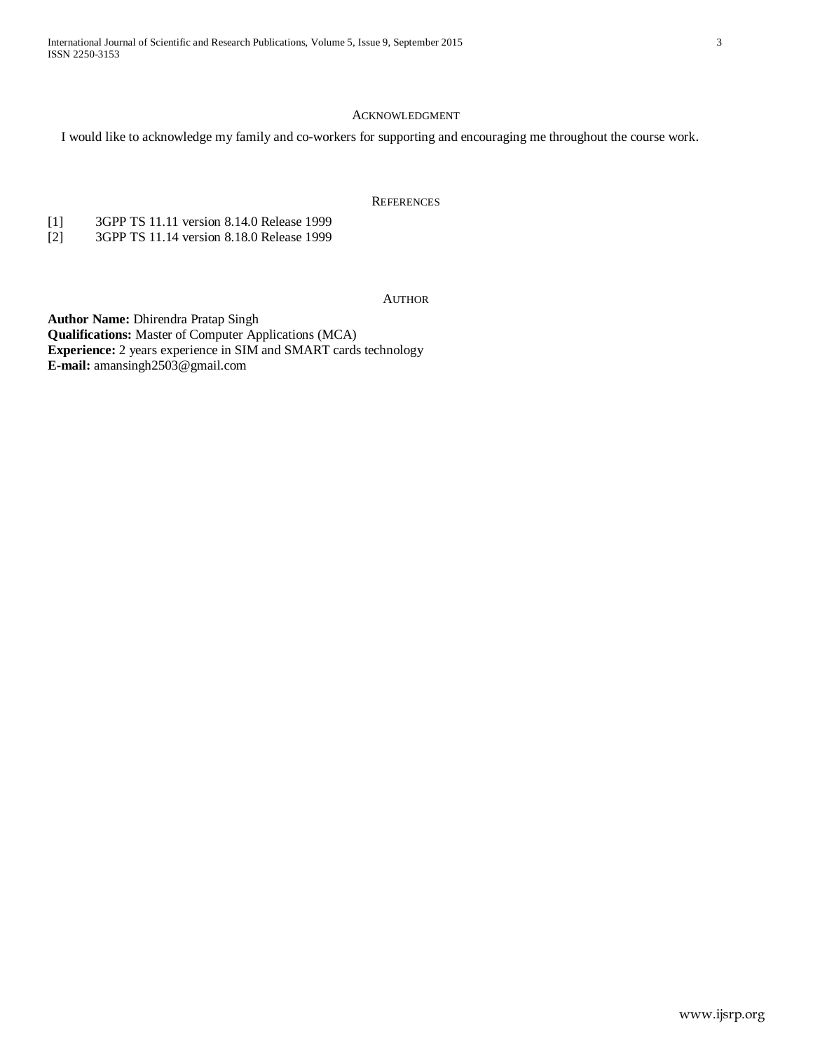## Acknowledgment

I would like to acknowledge my family and co-workers for supporting and encouraging me throughout the course work.

## References

[1] 3GPP TS 11.11 version 8.14.0 Release 1999
[2] 3GPP TS 11.14 version 8.18.0 Release 1999

## Author

**Author Name:** Dhirendra Pratap Singh
**Qualifications:** Master of Computer Applications (MCA)
**Experience:** 2 years experience in SIM and SMART cards technology
**E-mail:** amansingh2503@gmail.com